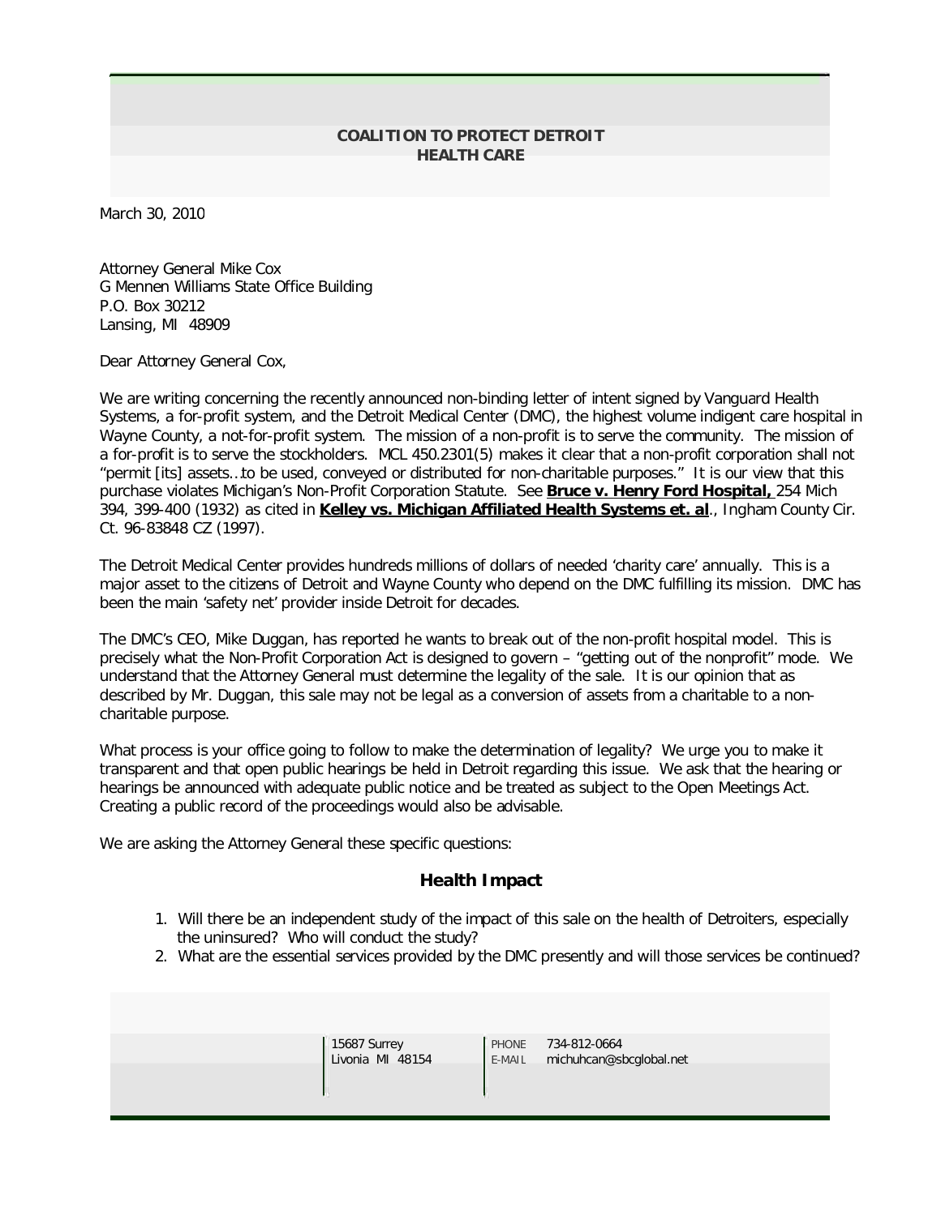**COALITION TO PROTECT DETROIT HEALTH CARE**

March 30, 2010

Attorney General Mike Cox
G Mennen Williams State Office Building
P.O. Box 30212
Lansing, MI 48909

Dear Attorney General Cox,

We are writing concerning the recently announced non-binding letter of intent signed by Vanguard Health Systems, a for-profit system, and the Detroit Medical Center (DMC), the highest volume indigent care hospital in Wayne County, a not-for-profit system. The mission of a non-profit is to serve the community. The mission of a for-profit is to serve the stockholders. MCL 450.2301(5) makes it clear that a non-profit corporation shall not "permit [its] assets…to be used, conveyed or distributed for non-charitable purposes." It is our view that this purchase violates Michigan's Non-Profit Corporation Statute. See **Bruce v. Henry Ford Hospital,** 254 Mich 394, 399-400 (1932) as cited in **Kelley vs. Michigan Affiliated Health Systems et. al**., Ingham County Cir. Ct. 96-83848 CZ (1997).

The Detroit Medical Center provides hundreds millions of dollars of needed 'charity care' annually. This is a major asset to the citizens of Detroit and Wayne County who depend on the DMC fulfilling its mission. DMC has been the main 'safety net' provider inside Detroit for decades.

The DMC's CEO, Mike Duggan, has reported he wants to break out of the non-profit hospital model. This is precisely what the Non-Profit Corporation Act is designed to govern – "getting out of the nonprofit" mode. We understand that the Attorney General must determine the legality of the sale. It is our opinion that as described by Mr. Duggan, this sale may not be legal as a conversion of assets from a charitable to a non-charitable purpose.

What process is your office going to follow to make the determination of legality? We urge you to make it transparent and that open public hearings be held in Detroit regarding this issue. We ask that the hearing or hearings be announced with adequate public notice and be treated as subject to the Open Meetings Act. Creating a public record of the proceedings would also be advisable.

We are asking the Attorney General these specific questions:

## Health Impact

1. Will there be an independent study of the impact of this sale on the health of Detroiters, especially the uninsured? Who will conduct the study?
2. What are the essential services provided by the DMC presently and will those services be continued?

15687 Surrey
Livonia MI 48154

PHONE 734-812-0664
E-MAIL michuhcan@sbcglobal.net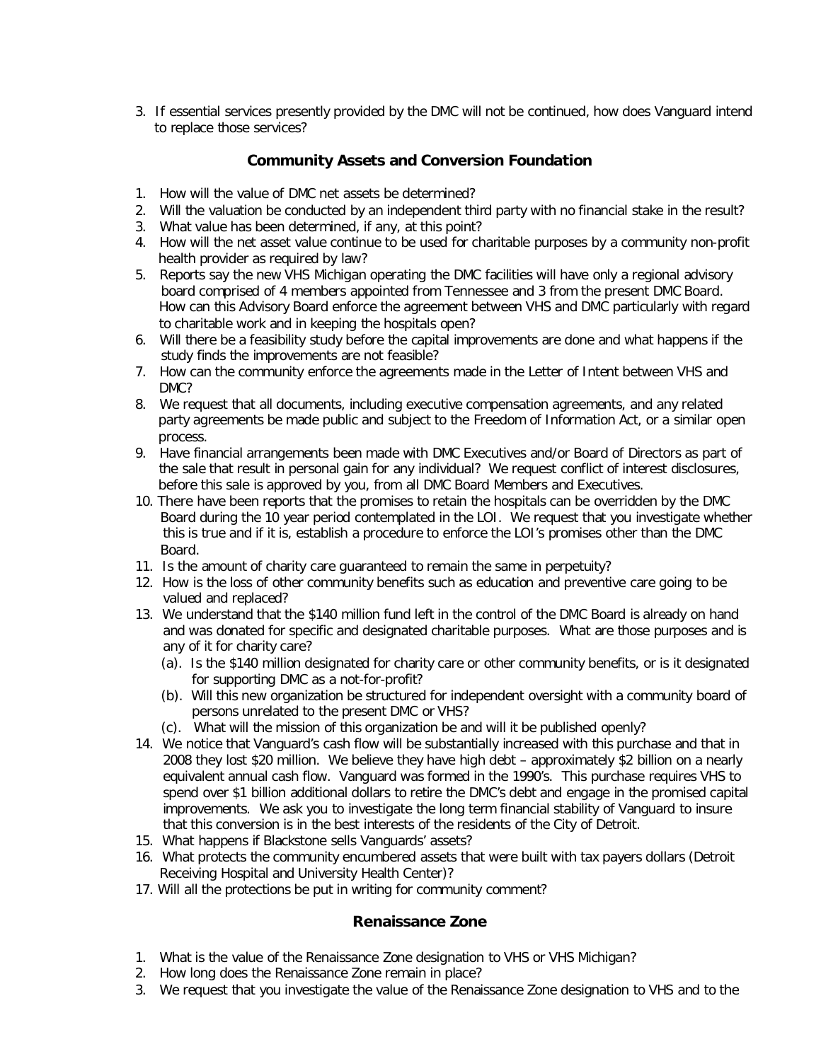3. If essential services presently provided by the DMC will not be continued, how does Vanguard intend to replace those services?

## Community Assets and Conversion Foundation

1. How will the value of DMC net assets be determined?
2. Will the valuation be conducted by an independent third party with no financial stake in the result?
3. What value has been determined, if any, at this point?
4. How will the net asset value continue to be used for charitable purposes by a community non-profit health provider as required by law?
5. Reports say the new VHS Michigan operating the DMC facilities will have only a regional advisory board comprised of 4 members appointed from Tennessee and 3 from the present DMC Board. How can this Advisory Board enforce the agreement between VHS and DMC particularly with regard to charitable work and in keeping the hospitals open?
6. Will there be a feasibility study before the capital improvements are done and what happens if the study finds the improvements are not feasible?
7. How can the community enforce the agreements made in the Letter of Intent between VHS and DMC?
8. We request that all documents, including executive compensation agreements, and any related party agreements be made public and subject to the Freedom of Information Act, or a similar open process.
9. Have financial arrangements been made with DMC Executives and/or Board of Directors as part of the sale that result in personal gain for any individual? We request conflict of interest disclosures, before this sale is approved by you, from all DMC Board Members and Executives.
10. There have been reports that the promises to retain the hospitals can be overridden by the DMC Board during the 10 year period contemplated in the LOI. We request that you investigate whether this is true and if it is, establish a procedure to enforce the LOI's promises other than the DMC Board.
11. Is the amount of charity care guaranteed to remain the same in perpetuity?
12. How is the loss of other community benefits such as education and preventive care going to be valued and replaced?
13. We understand that the $140 million fund left in the control of the DMC Board is already on hand and was donated for specific and designated charitable purposes. What are those purposes and is any of it for charity care?
    (a). Is the $140 million designated for charity care or other community benefits, or is it designated for supporting DMC as a not-for-profit?
    (b). Will this new organization be structured for independent oversight with a community board of persons unrelated to the present DMC or VHS?
    (c). What will the mission of this organization be and will it be published openly?
14. We notice that Vanguard's cash flow will be substantially increased with this purchase and that in 2008 they lost $20 million. We believe they have high debt – approximately $2 billion on a nearly equivalent annual cash flow. Vanguard was formed in the 1990's. This purchase requires VHS to spend over $1 billion additional dollars to retire the DMC's debt and engage in the promised capital improvements. We ask you to investigate the long term financial stability of Vanguard to insure that this conversion is in the best interests of the residents of the City of Detroit.
15. What happens if Blackstone sells Vanguards' assets?
16. What protects the community encumbered assets that were built with tax payers dollars (Detroit Receiving Hospital and University Health Center)?
17. Will all the protections be put in writing for community comment?

## Renaissance Zone

1. What is the value of the Renaissance Zone designation to VHS or VHS Michigan?
2. How long does the Renaissance Zone remain in place?
3. We request that you investigate the value of the Renaissance Zone designation to VHS and to the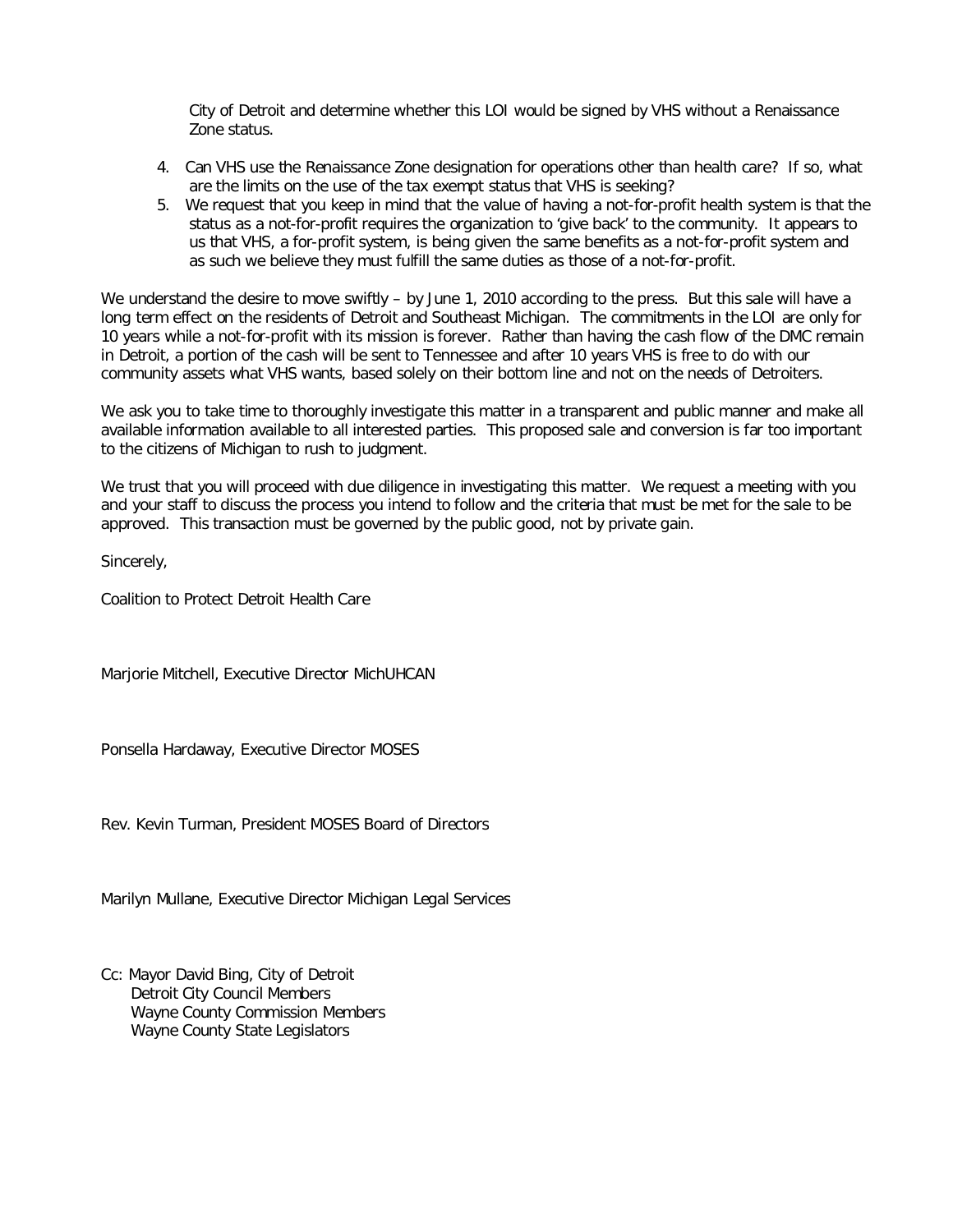City of Detroit and determine whether this LOI would be signed by VHS without a Renaissance Zone status.

4. Can VHS use the Renaissance Zone designation for operations other than health care? If so, what are the limits on the use of the tax exempt status that VHS is seeking?
5. We request that you keep in mind that the value of having a not-for-profit health system is that the status as a not-for-profit requires the organization to 'give back' to the community. It appears to us that VHS, a for-profit system, is being given the same benefits as a not-for-profit system and as such we believe they must fulfill the same duties as those of a not-for-profit.

We understand the desire to move swiftly – by June 1, 2010 according to the press. But this sale will have a long term effect on the residents of Detroit and Southeast Michigan. The commitments in the LOI are only for 10 years while a not-for-profit with its mission is forever. Rather than having the cash flow of the DMC remain in Detroit, a portion of the cash will be sent to Tennessee and after 10 years VHS is free to do with our community assets what VHS wants, based solely on their bottom line and not on the needs of Detroiters.

We ask you to take time to thoroughly investigate this matter in a transparent and public manner and make all available information available to all interested parties. This proposed sale and conversion is far too important to the citizens of Michigan to rush to judgment.

We trust that you will proceed with due diligence in investigating this matter. We request a meeting with you and your staff to discuss the process you intend to follow and the criteria that must be met for the sale to be approved. This transaction must be governed by the public good, not by private gain.

Sincerely,

Coalition to Protect Detroit Health Care

Marjorie Mitchell, Executive Director MichUHCAN

Ponsella Hardaway, Executive Director MOSES

Rev. Kevin Turman, President MOSES Board of Directors

Marilyn Mullane, Executive Director Michigan Legal Services

Cc: Mayor David Bing, City of Detroit
Detroit City Council Members
Wayne County Commission Members
Wayne County State Legislators